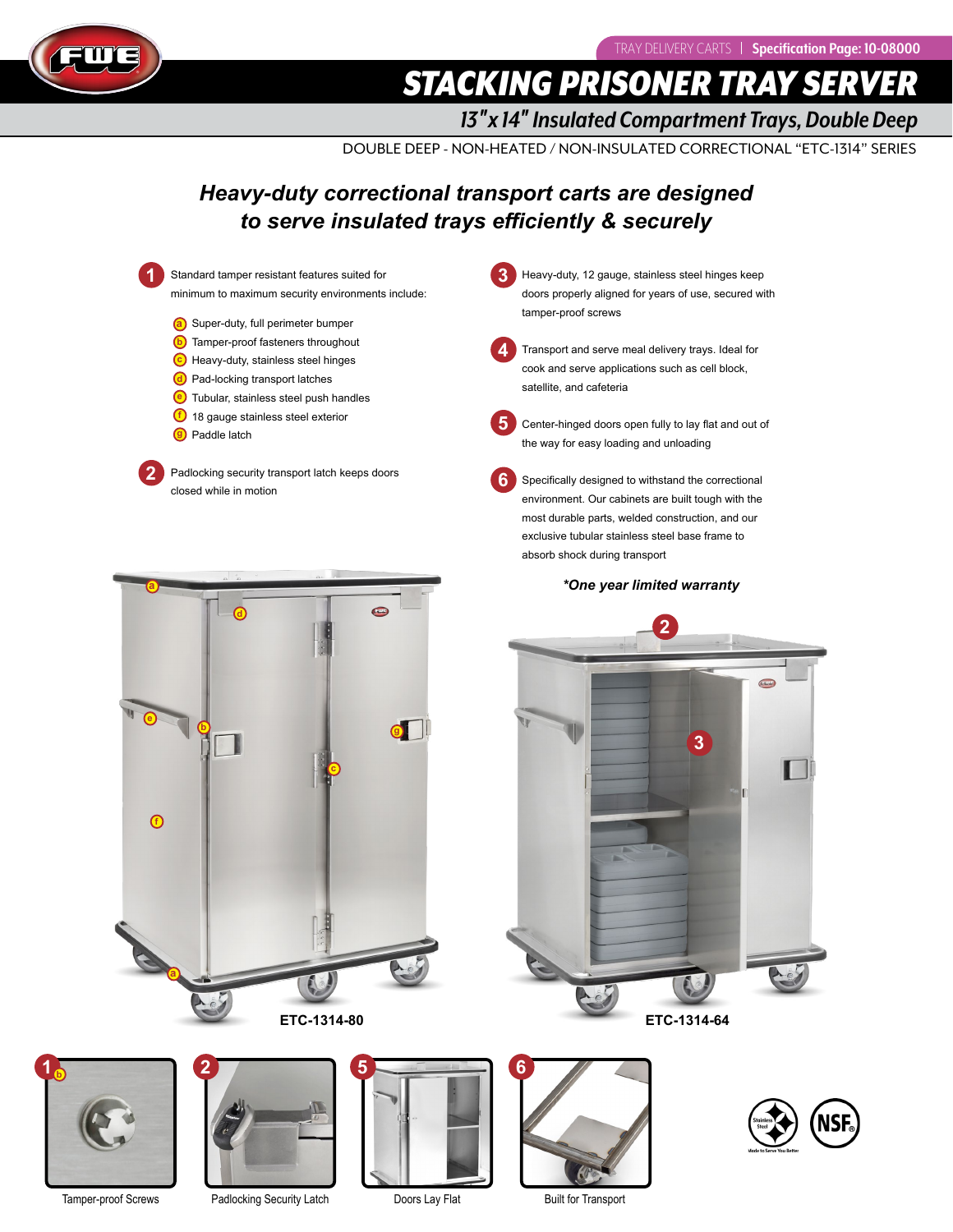TRAY DELIVERY CARTS | **Specification Page: 10-08000**

# STACKING PRISONER TRAY SERVER

## 13" x 14" Insulated Compartment Trays, Double Deep

DOUBLE DEEP - NON-HEATED / NON-INSULATED CORRECTIONAL "ETC-1314" SERIES

### *Heavy-duty correctional transport carts are designed to serve insulated trays efficiently & securely*

1. Standard tamper resistant features suited for minimum to maximum security environments include:
   - a. Super-duty, full perimeter bumper
   - b. Tamper-proof fasteners throughout
   - c. Heavy-duty, stainless steel hinges
   - d. Pad-locking transport latches
   - e. Tubular, stainless steel push handles
   - f. 18 gauge stainless steel exterior
   - g. Paddle latch
2. Padlocking security transport latch keeps doors closed while in motion
3. Heavy-duty, 12 gauge, stainless steel hinges keep doors properly aligned for years of use, secured with tamper-proof screws
4. Transport and serve meal delivery trays. Ideal for cook and serve applications such as cell block, satellite, and cafeteria
5. Center-hinged doors open fully to lay flat and out of the way for easy loading and unloading
6. Specifically designed to withstand the correctional environment. Our cabinets are built tough with the most durable parts, welded construction, and our exclusive tubular stainless steel base frame to absorb shock during transport

***One year limited warranty**

ETC-1314-80

ETC-1314-64

Tamper-proof Screws

Padlocking Security Latch

Doors Lay Flat

Built for Transport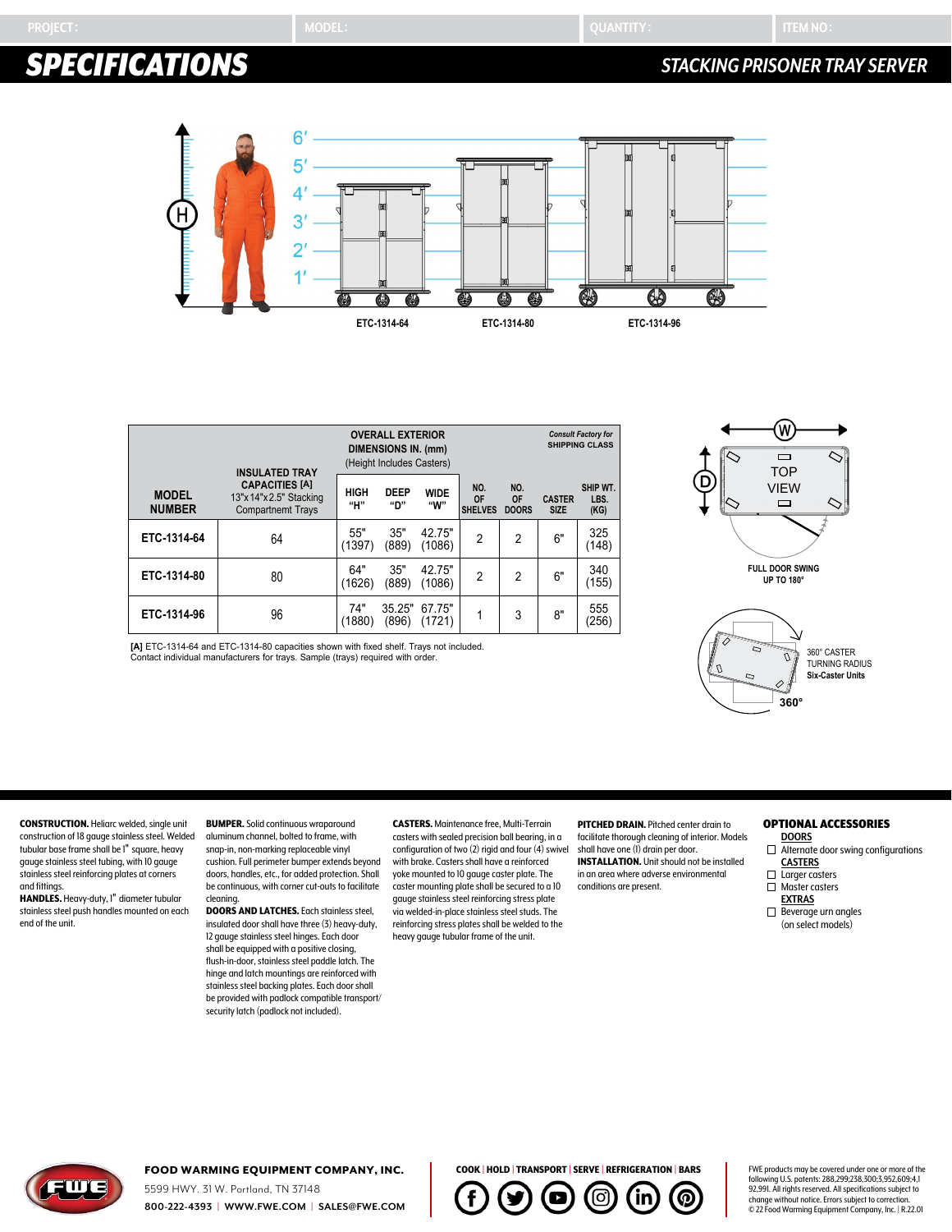PROJECT: | MODEL: | QUANTITY: | ITEM NO:

# SPECIFICATIONS

## STACKING PRISONER TRAY SERVER

H

6′
5′
4′
3′
2′
1′

ETC-1314-64 ETC-1314-80 ETC-1314-96

| MODEL NUMBER | INSULATED TRAY CAPACITIES [A] 13"x14"x2.5" Stacking Compartment Trays | OVERALL EXTERIOR DIMENSIONS IN. (mm) (Height Includes Casters) | | | NO. OF SHELVES | NO. OF DOORS | CASTER SIZE | *Consult Factory for* SHIPPING CLASS |
|---|---|---|---|---|---|---|---|---|
| | | HIGH "H" | DEEP "D" | WIDE "W" | | | | SHIP WT. LBS. (KG) |
| ETC-1314-64 | 64 | 55" (1397) | 35" (889) | 42.75" (1086) | 2 | 2 | 6" | 325 (148) |
| ETC-1314-80 | 80 | 64" (1626) | 35" (889) | 42.75" (1086) | 2 | 2 | 6" | 340 (155) |
| ETC-1314-96 | 96 | 74" (1880) | 35.25" (896) | 67.75" (1721) | 1 | 3 | 8" | 555 (256) |

**[A]** ETC-1314-64 and ETC-1314-80 capacities shown with fixed shelf. Trays not included. Contact individual manufacturers for trays. Sample (trays) required with order.

W
D
TOP VIEW

FULL DOOR SWING UP TO 180°

360° CASTER TURNING RADIUS
**Six-Caster Units**
360°

**CONSTRUCTION.** Heliarc welded, single unit construction of 18 gauge stainless steel. Welded tubular base frame shall be 1" square, heavy gauge stainless steel tubing, with 10 gauge stainless steel reinforcing plates at corners and fittings.

**HANDLES.** Heavy-duty, 1" diameter tubular stainless steel push handles mounted on each end of the unit.

**BUMPER.** Solid continuous wraparound aluminum channel, bolted to frame, with snap-in, non-marking replaceable vinyl cushion. Full perimeter bumper extends beyond doors, handles, etc., for added protection. Shall be continuous, with corner cut-outs to facilitate cleaning.

**DOORS AND LATCHES.** Each stainless steel, insulated door shall have three (3) heavy-duty, 12 gauge stainless steel hinges. Each door shall be equipped with a positive closing, flush-in-door, stainless steel paddle latch. The hinge and latch mountings are reinforced with stainless steel backing plates. Each door shall be provided with padlock compatible transport/security latch (padlock not included).

**CASTERS.** Maintenance free, Multi-Terrain casters with sealed precision ball bearing, in a configuration of two (2) rigid and four (4) swivel with brake. Casters shall have a reinforced yoke mounted to 10 gauge caster plate. The caster mounting plate shall be secured to a 10 gauge stainless steel reinforcing stress plate via welded-in-place stainless steel studs. The reinforcing stress plates shall be welded to the heavy gauge tubular frame of the unit.

**PITCHED DRAIN.** Pitched center drain to facilitate thorough cleaning of interior. Models shall have one (1) drain per door.

**INSTALLATION.** Unit should not be installed in an area where adverse environmental conditions are present.

### OPTIONAL ACCESSORIES

**DOORS**
- ☐ Alternate door swing configurations

**CASTERS**
- ☐ Larger casters
- ☐ Master casters

**EXTRAS**
- ☐ Beverage urn angles (on select models)

**FOOD WARMING EQUIPMENT COMPANY, INC.**
5599 HWY. 31 W. Portland, TN 37148
800-222-4393 | WWW.FWE.COM | SALES@FWE.COM

COOK | HOLD | TRANSPORT | SERVE | REFRIGERATION | BARS

FWE products may be covered under one or more of the following U.S. patents: 288,299;238,300;3,952,609;4,192,991. All rights reserved. All specifications subject to change without notice. Errors subject to correction. © 22 Food Warming Equipment Company, Inc. | R.22.01